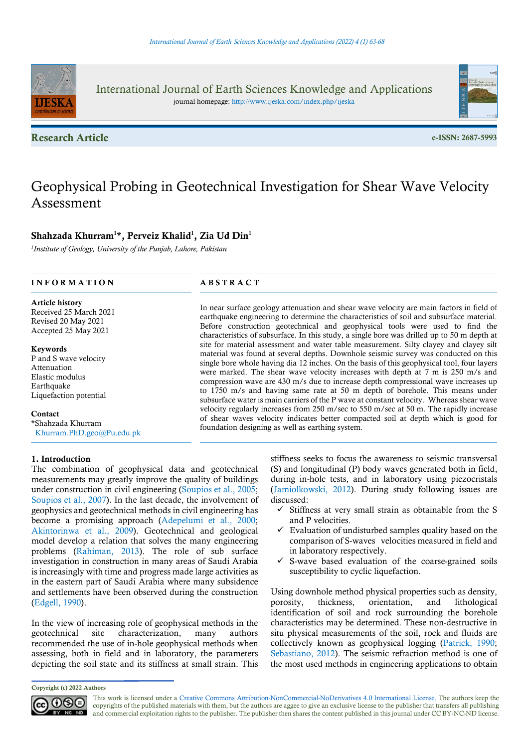Research Article

e-ISSN: 2687-5993

# Geophysical Probing in Geotechnical Investigation for Shear Wave Velocity Assessment

**Shahzada Khurram[1]*, Perveiz Khalid[1], Zia Ud Din[1]**

[1]*Institute of Geology, University of the Punjab, Lahore, Pakistan*

## INFORMATION

**Article history**
Received 25 March 2021
Revised 20 May 2021
Accepted 25 May 2021

**Keywords**
P and S wave velocity
Attenuation
Elastic modulus
Earthquake
Liquefaction potential

**Contact**
*Shahzada Khurram
Khurram.PhD.geo@Pu.edu.pk

## ABSTRACT

In near surface geology attenuation and shear wave velocity are main factors in field of earthquake engineering to determine the characteristics of soil and subsurface material. Before construction geotechnical and geophysical tools were used to find the characteristics of subsurface. In this study, a single bore was drilled up to 50 m depth at site for material assessment and water table measurement. Silty clayey and clayey silt material was found at several depths. Downhole seismic survey was conducted on this single bore whole having dia 12 inches. On the basis of this geophysical tool, four layers were marked. The shear wave velocity increases with depth at 7 m is 250 m/s and compression wave are 430 m/s due to increase depth compressional wave increases up to 1750 m/s and having same rate at 50 m depth of borehole. This means under subsurface water is main carriers of the P wave at constant velocity. Whereas shear wave velocity regularly increases from 250 m/sec to 550 m/sec at 50 m. The rapidly increase of shear waves velocity indicates better compacted soil at depth which is good for foundation designing as well as earthing system.

## 1. Introduction

The combination of geophysical data and geotechnical measurements may greatly improve the quality of buildings under construction in civil engineering (Soupios et al., 2005; Soupios et al., 2007). In the last decade, the involvement of geophysics and geotechnical methods in civil engineering has become a promising approach (Adepelumi et al., 2000; Akintorinwa et al., 2009). Geotechnical and geological model develop a relation that solves the many engineering problems (Rahiman, 2013). The role of sub surface investigation in construction in many areas of Saudi Arabia is increasingly with time and progress made large activities as in the eastern part of Saudi Arabia where many subsidence and settlements have been observed during the construction (Edgell, 1990).

In the view of increasing role of geophysical methods in the geotechnical site characterization, many authors recommended the use of in-hole geophysical methods when assessing, both in field and in laboratory, the parameters depicting the soil state and its stiffness at small strain. This stiffness seeks to focus the awareness to seismic transversal (S) and longitudinal (P) body waves generated both in field, during in-hole tests, and in laboratory using piezocristals (Jamiolkowski, 2012). During study following issues are discussed:

- ✓ Stiffness at very small strain as obtainable from the S and P velocities.
- ✓ Evaluation of undisturbed samples quality based on the comparison of S-waves velocities measured in field and in laboratory respectively.
- ✓ S-wave based evaluation of the coarse-grained soils susceptibility to cyclic liquefaction.

Using downhole method physical properties such as density, porosity, thickness, orientation, and lithological identification of soil and rock surrounding the borehole characteristics may be determined. These non-destructive in situ physical measurements of the soil, rock and fluids are collectively known as geophysical logging (Patrick, 1990; Sebastiano, 2012). The seismic refraction method is one of the most used methods in engineering applications to obtain

**Copyright (c) 2022 Authors**

This work is licensed under a Creative Commons Attribution-NonCommercial-NoDerivatives 4.0 International License. The authors keep the copyrights of the published materials with them, but the authors are aggee to give an exclusive license to the publisher that transfers all publishing and commercial exploitation rights to the publisher. The publisher then shares the content published in this journal under CC BY-NC-ND license.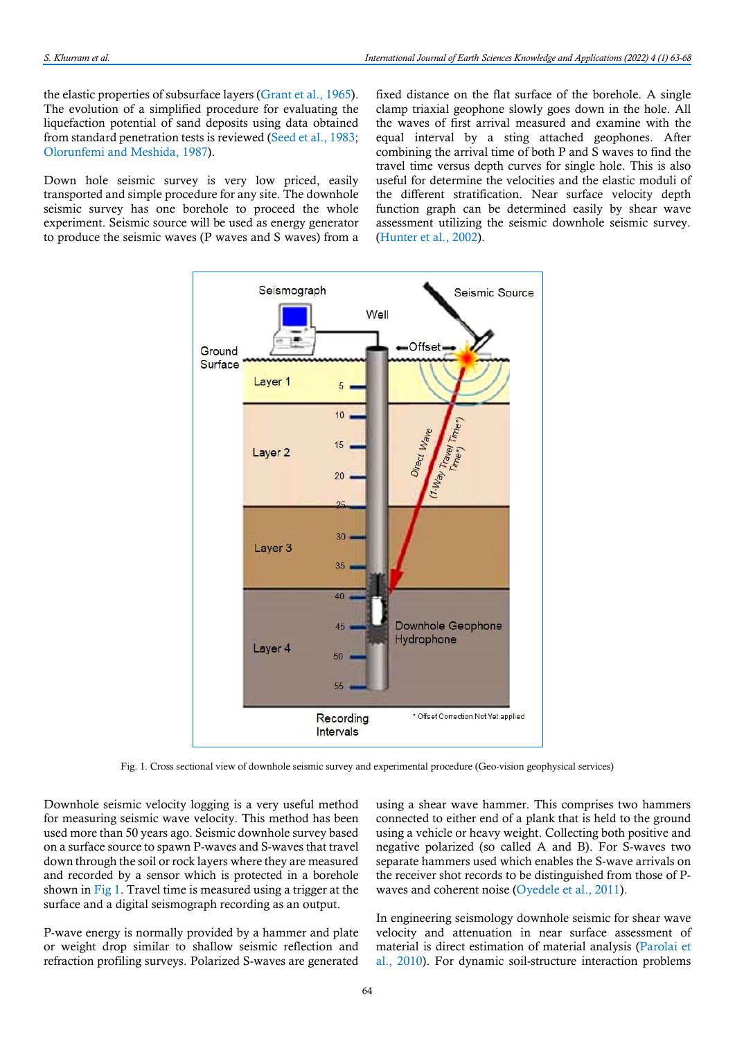the elastic properties of subsurface layers (Grant et al., 1965). The evolution of a simplified procedure for evaluating the liquefaction potential of sand deposits using data obtained from standard penetration tests is reviewed (Seed et al., 1983; Olorunfemi and Meshida, 1987).

Down hole seismic survey is very low priced, easily transported and simple procedure for any site. The downhole seismic survey has one borehole to proceed the whole experiment. Seismic source will be used as energy generator to produce the seismic waves (P waves and S waves) from a fixed distance on the flat surface of the borehole. A single clamp triaxial geophone slowly goes down in the hole. All the waves of first arrival measured and examine with the equal interval by a sting attached geophones. After combining the arrival time of both P and S waves to find the travel time versus depth curves for single hole. This is also useful for determine the velocities and the elastic moduli of the different stratification. Near surface velocity depth function graph can be determined easily by shear wave assessment utilizing the seismic downhole seismic survey. (Hunter et al., 2002).

Fig. 1. Cross sectional view of downhole seismic survey and experimental procedure (Geo-vision geophysical services)

Downhole seismic velocity logging is a very useful method for measuring seismic wave velocity. This method has been used more than 50 years ago. Seismic downhole survey based on a surface source to spawn P-waves and S-waves that travel down through the soil or rock layers where they are measured and recorded by a sensor which is protected in a borehole shown in Fig 1. Travel time is measured using a trigger at the surface and a digital seismograph recording as an output.

P-wave energy is normally provided by a hammer and plate or weight drop similar to shallow seismic reflection and refraction profiling surveys. Polarized S-waves are generated using a shear wave hammer. This comprises two hammers connected to either end of a plank that is held to the ground using a vehicle or heavy weight. Collecting both positive and negative polarized (so called A and B). For S-waves two separate hammers used which enables the S-wave arrivals on the receiver shot records to be distinguished from those of P-waves and coherent noise (Oyedele et al., 2011).

In engineering seismology downhole seismic for shear wave velocity and attenuation in near surface assessment of material is direct estimation of material analysis (Parolai et al., 2010). For dynamic soil-structure interaction problems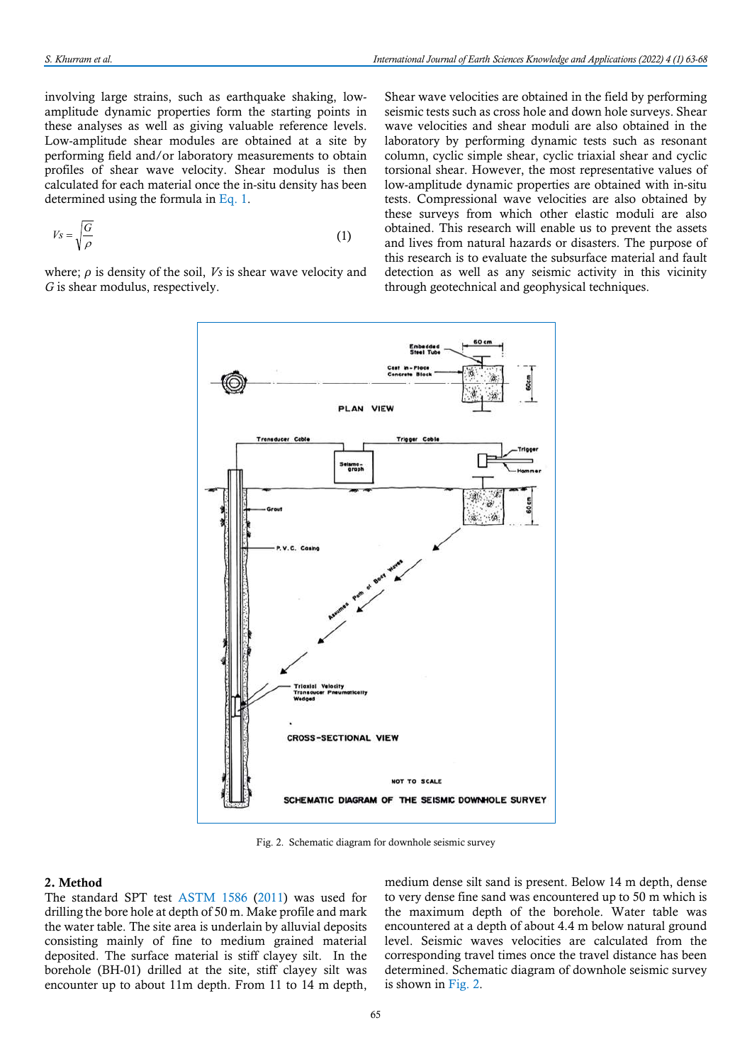involving large strains, such as earthquake shaking, low-amplitude dynamic properties form the starting points in these analyses as well as giving valuable reference levels. Low-amplitude shear modules are obtained at a site by performing field and/or laboratory measurements to obtain profiles of shear wave velocity. Shear modulus is then calculated for each material once the in-situ density has been determined using the formula in Eq. 1.

$$Vs = \sqrt{\frac{G}{\rho}} \tag{1}$$

where; $\rho$ is density of the soil, $Vs$ is shear wave velocity and $G$ is shear modulus, respectively.

Shear wave velocities are obtained in the field by performing seismic tests such as cross hole and down hole surveys. Shear wave velocities and shear moduli are also obtained in the laboratory by performing dynamic tests such as resonant column, cyclic simple shear, cyclic triaxial shear and cyclic torsional shear. However, the most representative values of low-amplitude dynamic properties are obtained with in-situ tests. Compressional wave velocities are also obtained by these surveys from which other elastic moduli are also obtained. This research will enable us to prevent the assets and lives from natural hazards or disasters. The purpose of this research is to evaluate the subsurface material and fault detection as well as any seismic activity in this vicinity through geotechnical and geophysical techniques.

Fig. 2. Schematic diagram for downhole seismic survey

## 2. Method

The standard SPT test ASTM 1586 (2011) was used for drilling the bore hole at depth of 50 m. Make profile and mark the water table. The site area is underlain by alluvial deposits consisting mainly of fine to medium grained material deposited. The surface material is stiff clayey silt. In the borehole (BH-01) drilled at the site, stiff clayey silt was encounter up to about 11m depth. From 11 to 14 m depth, medium dense silt sand is present. Below 14 m depth, dense to very dense fine sand was encountered up to 50 m which is the maximum depth of the borehole. Water table was encountered at a depth of about 4.4 m below natural ground level. Seismic waves velocities are calculated from the corresponding travel times once the travel distance has been determined. Schematic diagram of downhole seismic survey is shown in Fig. 2.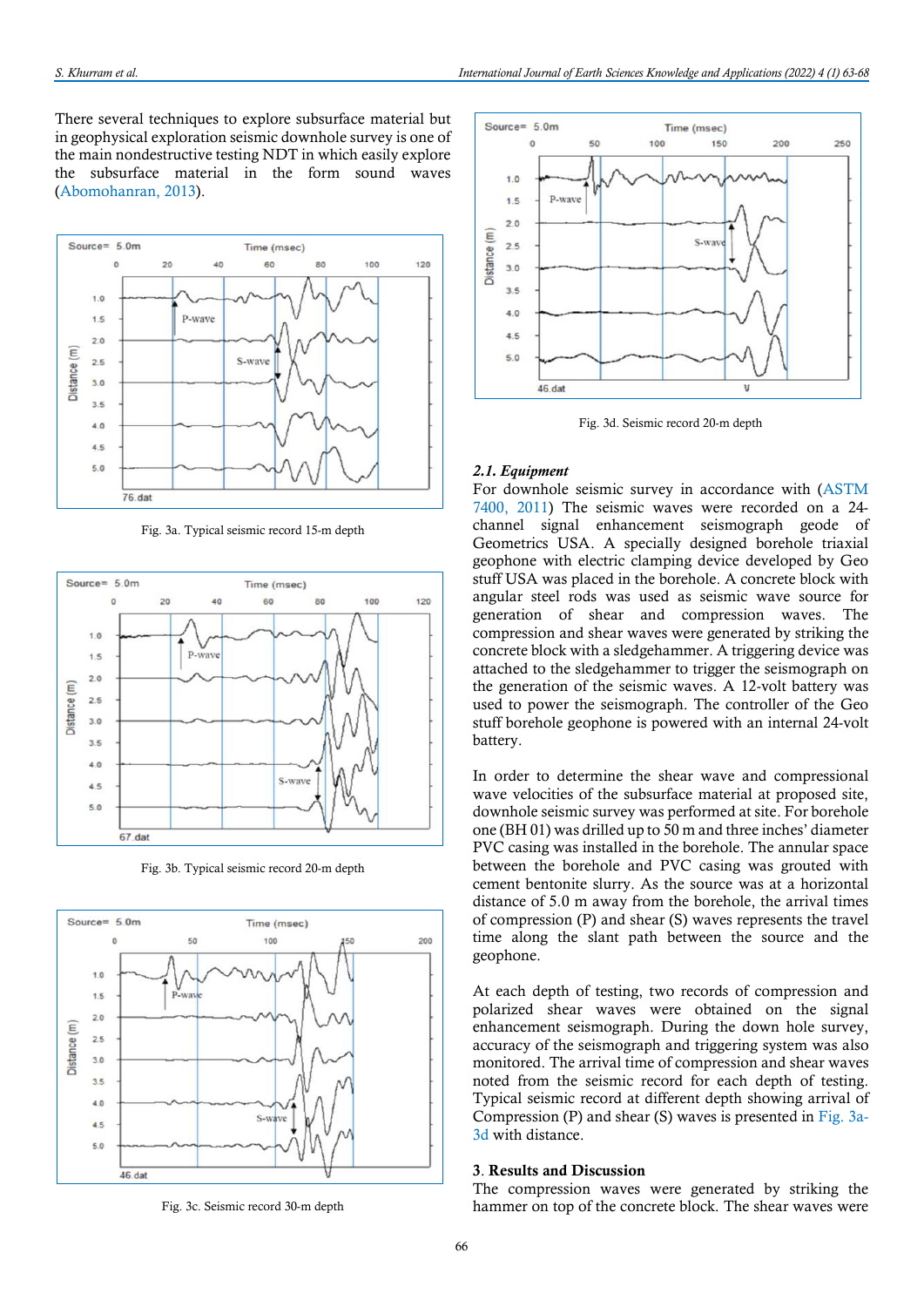There several techniques to explore subsurface material but in geophysical exploration seismic downhole survey is one of the main nondestructive testing NDT in which easily explore the subsurface material in the form sound waves (Abomohanran, 2013).

Fig. 3a. Typical seismic record 15-m depth

Fig. 3b. Typical seismic record 20-m depth

Fig. 3c. Seismic record 30-m depth

Fig. 3d. Seismic record 20-m depth

### 2.1. Equipment

For downhole seismic survey in accordance with (ASTM 7400, 2011) The seismic waves were recorded on a 24-channel signal enhancement seismograph geode of Geometrics USA. A specially designed borehole triaxial geophone with electric clamping device developed by Geo stuff USA was placed in the borehole. A concrete block with angular steel rods was used as seismic wave source for generation of shear and compression waves. The compression and shear waves were generated by striking the concrete block with a sledgehammer. A triggering device was attached to the sledgehammer to trigger the seismograph on the generation of the seismic waves. A 12-volt battery was used to power the seismograph. The controller of the Geo stuff borehole geophone is powered with an internal 24-volt battery.

In order to determine the shear wave and compressional wave velocities of the subsurface material at proposed site, downhole seismic survey was performed at site. For borehole one (BH 01) was drilled up to 50 m and three inches' diameter PVC casing was installed in the borehole. The annular space between the borehole and PVC casing was grouted with cement bentonite slurry. As the source was at a horizontal distance of 5.0 m away from the borehole, the arrival times of compression (P) and shear (S) waves represents the travel time along the slant path between the source and the geophone.

At each depth of testing, two records of compression and polarized shear waves were obtained on the signal enhancement seismograph. During the down hole survey, accuracy of the seismograph and triggering system was also monitored. The arrival time of compression and shear waves noted from the seismic record for each depth of testing. Typical seismic record at different depth showing arrival of Compression (P) and shear (S) waves is presented in Fig. 3a-3d with distance.

## 3. Results and Discussion

The compression waves were generated by striking the hammer on top of the concrete block. The shear waves were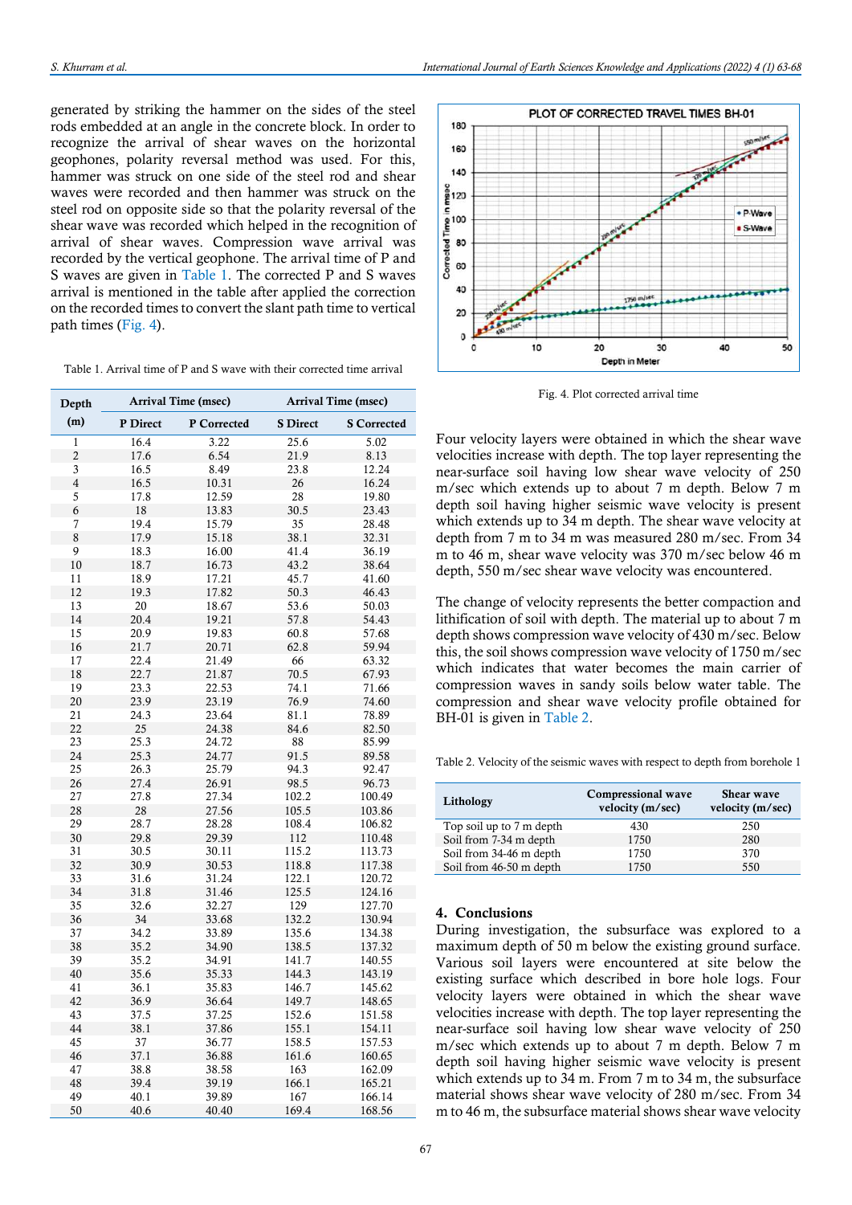generated by striking the hammer on the sides of the steel rods embedded at an angle in the concrete block. In order to recognize the arrival of shear waves on the horizontal geophones, polarity reversal method was used. For this, hammer was struck on one side of the steel rod and shear waves were recorded and then hammer was struck on the steel rod on opposite side so that the polarity reversal of the shear wave was recorded which helped in the recognition of arrival of shear waves. Compression wave arrival was recorded by the vertical geophone. The arrival time of P and S waves are given in Table 1. The corrected P and S waves arrival is mentioned in the table after applied the correction on the recorded times to convert the slant path time to vertical path times (Fig. 4).

Table 1. Arrival time of P and S wave with their corrected time arrival

| Depth (m) | Arrival Time (msec) | | Arrival Time (msec) | |
|---|---|---|---|---|
| | P Direct | P Corrected | S Direct | S Corrected |
| 1 | 16.4 | 3.22 | 25.6 | 5.02 |
| 2 | 17.6 | 6.54 | 21.9 | 8.13 |
| 3 | 16.5 | 8.49 | 23.8 | 12.24 |
| 4 | 16.5 | 10.31 | 26 | 16.24 |
| 5 | 17.8 | 12.59 | 28 | 19.80 |
| 6 | 18 | 13.83 | 30.5 | 23.43 |
| 7 | 19.4 | 15.79 | 35 | 28.48 |
| 8 | 17.9 | 15.18 | 38.1 | 32.31 |
| 9 | 18.3 | 16.00 | 41.4 | 36.19 |
| 10 | 18.7 | 16.73 | 43.2 | 38.64 |
| 11 | 18.9 | 17.21 | 45.7 | 41.60 |
| 12 | 19.3 | 17.82 | 50.3 | 46.43 |
| 13 | 20 | 18.67 | 53.6 | 50.03 |
| 14 | 20.4 | 19.21 | 57.8 | 54.43 |
| 15 | 20.9 | 19.83 | 60.8 | 57.68 |
| 16 | 21.7 | 20.71 | 62.8 | 59.94 |
| 17 | 22.4 | 21.49 | 66 | 63.32 |
| 18 | 22.7 | 21.87 | 70.5 | 67.93 |
| 19 | 23.3 | 22.53 | 74.1 | 71.66 |
| 20 | 23.9 | 23.19 | 76.9 | 74.60 |
| 21 | 24.3 | 23.64 | 81.1 | 78.89 |
| 22 | 25 | 24.38 | 84.6 | 82.50 |
| 23 | 25.3 | 24.72 | 88 | 85.99 |
| 24 | 25.3 | 24.77 | 91.5 | 89.58 |
| 25 | 26.3 | 25.79 | 94.3 | 92.47 |
| 26 | 27.4 | 26.91 | 98.5 | 96.73 |
| 27 | 27.8 | 27.34 | 102.2 | 100.49 |
| 28 | 28 | 27.56 | 105.5 | 103.86 |
| 29 | 28.7 | 28.28 | 108.4 | 106.82 |
| 30 | 29.8 | 29.39 | 112 | 110.48 |
| 31 | 30.5 | 30.11 | 115.2 | 113.73 |
| 32 | 30.9 | 30.53 | 118.8 | 117.38 |
| 33 | 31.6 | 31.24 | 122.1 | 120.72 |
| 34 | 31.8 | 31.46 | 125.5 | 124.16 |
| 35 | 32.6 | 32.27 | 129 | 127.70 |
| 36 | 34 | 33.68 | 132.2 | 130.94 |
| 37 | 34.2 | 33.89 | 135.6 | 134.38 |
| 38 | 35.2 | 34.90 | 138.5 | 137.32 |
| 39 | 35.2 | 34.91 | 141.7 | 140.55 |
| 40 | 35.6 | 35.33 | 144.3 | 143.19 |
| 41 | 36.1 | 35.83 | 146.7 | 145.62 |
| 42 | 36.9 | 36.64 | 149.7 | 148.65 |
| 43 | 37.5 | 37.25 | 152.6 | 151.58 |
| 44 | 38.1 | 37.86 | 155.1 | 154.11 |
| 45 | 37 | 36.77 | 158.5 | 157.53 |
| 46 | 37.1 | 36.88 | 161.6 | 160.65 |
| 47 | 38.8 | 38.58 | 163 | 162.09 |
| 48 | 39.4 | 39.19 | 166.1 | 165.21 |
| 49 | 40.1 | 39.89 | 167 | 166.14 |
| 50 | 40.6 | 40.40 | 169.4 | 168.56 |

Fig. 4. Plot corrected arrival time

Four velocity layers were obtained in which the shear wave velocities increase with depth. The top layer representing the near-surface soil having low shear wave velocity of 250 m/sec which extends up to about 7 m depth. Below 7 m depth soil having higher seismic wave velocity is present which extends up to 34 m depth. The shear wave velocity at depth from 7 m to 34 m was measured 280 m/sec. From 34 m to 46 m, shear wave velocity was 370 m/sec below 46 m depth, 550 m/sec shear wave velocity was encountered.

The change of velocity represents the better compaction and lithification of soil with depth. The material up to about 7 m depth shows compression wave velocity of 430 m/sec. Below this, the soil shows compression wave velocity of 1750 m/sec which indicates that water becomes the main carrier of compression waves in sandy soils below water table. The compression and shear wave velocity profile obtained for BH-01 is given in Table 2.

Table 2. Velocity of the seismic waves with respect to depth from borehole 1

| Lithology | Compressional wave velocity (m/sec) | Shear wave velocity (m/sec) |
|---|---|---|
| Top soil up to 7 m depth | 430 | 250 |
| Soil from 7-34 m depth | 1750 | 280 |
| Soil from 34-46 m depth | 1750 | 370 |
| Soil from 46-50 m depth | 1750 | 550 |

## 4. Conclusions

During investigation, the subsurface was explored to a maximum depth of 50 m below the existing ground surface. Various soil layers were encountered at site below the existing surface which described in bore hole logs. Four velocity layers were obtained in which the shear wave velocities increase with depth. The top layer representing the near-surface soil having low shear wave velocity of 250 m/sec which extends up to about 7 m depth. Below 7 m depth soil having higher seismic wave velocity is present which extends up to 34 m. From 7 m to 34 m, the subsurface material shows shear wave velocity of 280 m/sec. From 34 m to 46 m, the subsurface material shows shear wave velocity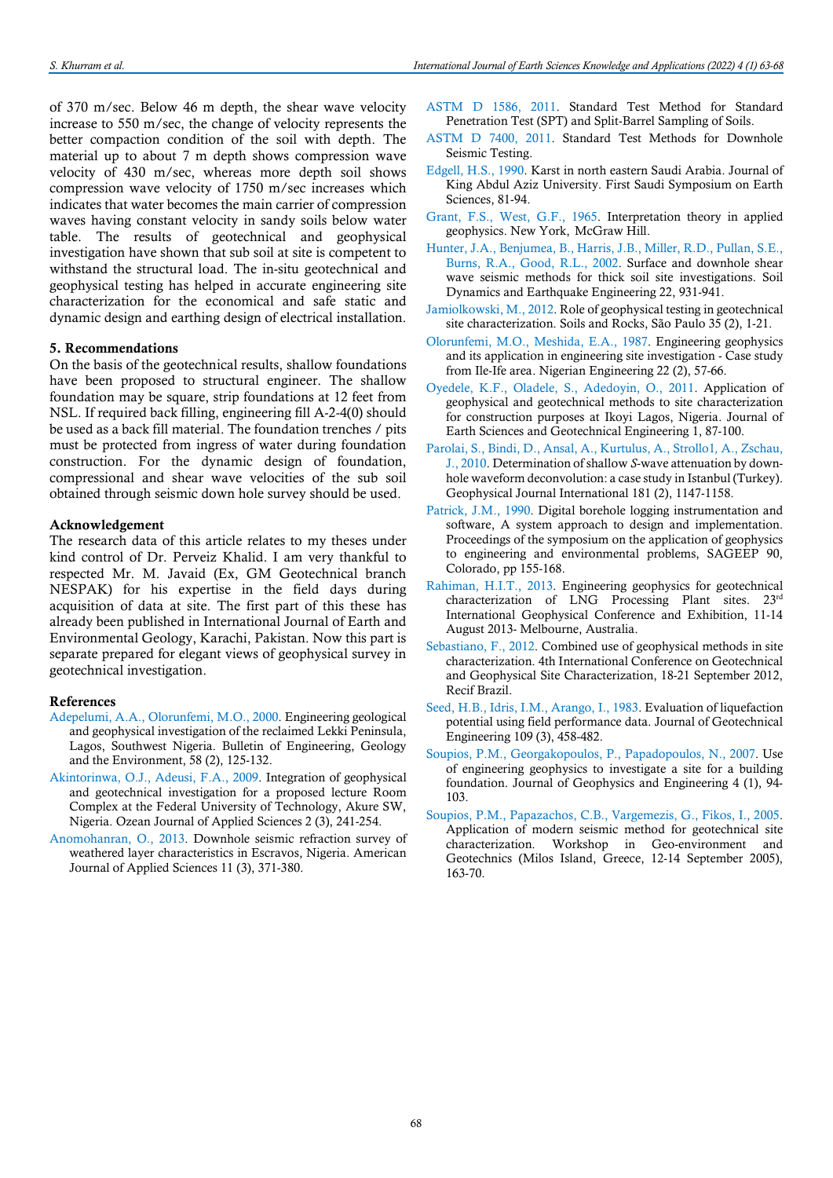of 370 m/sec. Below 46 m depth, the shear wave velocity increase to 550 m/sec, the change of velocity represents the better compaction condition of the soil with depth. The material up to about 7 m depth shows compression wave velocity of 430 m/sec, whereas more depth soil shows compression wave velocity of 1750 m/sec increases which indicates that water becomes the main carrier of compression waves having constant velocity in sandy soils below water table. The results of geotechnical and geophysical investigation have shown that sub soil at site is competent to withstand the structural load. The in-situ geotechnical and geophysical testing has helped in accurate engineering site characterization for the economical and safe static and dynamic design and earthing design of electrical installation.

## 5. Recommendations

On the basis of the geotechnical results, shallow foundations have been proposed to structural engineer. The shallow foundation may be square, strip foundations at 12 feet from NSL. If required back filling, engineering fill A-2-4(0) should be used as a back fill material. The foundation trenches / pits must be protected from ingress of water during foundation construction. For the dynamic design of foundation, compressional and shear wave velocities of the sub soil obtained through seismic down hole survey should be used.

## Acknowledgement

The research data of this article relates to my theses under kind control of Dr. Perveiz Khalid. I am very thankful to respected Mr. M. Javaid (Ex, GM Geotechnical branch NESPAK) for his expertise in the field days during acquisition of data at site. The first part of this these has already been published in International Journal of Earth and Environmental Geology, Karachi, Pakistan. Now this part is separate prepared for elegant views of geophysical survey in geotechnical investigation.

## References

Adepelumi, A.A., Olorunfemi, M.O., 2000. Engineering geological and geophysical investigation of the reclaimed Lekki Peninsula, Lagos, Southwest Nigeria. Bulletin of Engineering, Geology and the Environment, 58 (2), 125-132.

Akintorinwa, O.J., Adeusi, F.A., 2009. Integration of geophysical and geotechnical investigation for a proposed lecture Room Complex at the Federal University of Technology, Akure SW, Nigeria. Ozean Journal of Applied Sciences 2 (3), 241-254.

Anomohanran, O., 2013. Downhole seismic refraction survey of weathered layer characteristics in Escravos, Nigeria. American Journal of Applied Sciences 11 (3), 371-380.

ASTM D 1586, 2011. Standard Test Method for Standard Penetration Test (SPT) and Split-Barrel Sampling of Soils.

ASTM D 7400, 2011. Standard Test Methods for Downhole Seismic Testing.

Edgell, H.S., 1990. Karst in north eastern Saudi Arabia. Journal of King Abdul Aziz University. First Saudi Symposium on Earth Sciences, 81-94.

Grant, F.S., West, G.F., 1965. Interpretation theory in applied geophysics. New York, McGraw Hill.

Hunter, J.A., Benjumea, B., Harris, J.B., Miller, R.D., Pullan, S.E., Burns, R.A., Good, R.L., 2002. Surface and downhole shear wave seismic methods for thick soil site investigations. Soil Dynamics and Earthquake Engineering 22, 931-941.

Jamiolkowski, M., 2012. Role of geophysical testing in geotechnical site characterization. Soils and Rocks, São Paulo 35 (2), 1-21.

Olorunfemi, M.O., Meshida, E.A., 1987. Engineering geophysics and its application in engineering site investigation - Case study from Ile-Ife area. Nigerian Engineering 22 (2), 57-66.

Oyedele, K.F., Oladele, S., Adedoyin, O., 2011. Application of geophysical and geotechnical methods to site characterization for construction purposes at Ikoyi Lagos, Nigeria. Journal of Earth Sciences and Geotechnical Engineering 1, 87-100.

Parolai, S., Bindi, D., Ansal, A., Kurtulus, A., Strollo1, A., Zschau, J., 2010. Determination of shallow *S*-wave attenuation by down-hole waveform deconvolution: a case study in Istanbul (Turkey). Geophysical Journal International 181 (2), 1147-1158.

Patrick, J.M., 1990. Digital borehole logging instrumentation and software, A system approach to design and implementation. Proceedings of the symposium on the application of geophysics to engineering and environmental problems, SAGEEP 90, Colorado, pp 155-168.

Rahiman, H.I.T., 2013. Engineering geophysics for geotechnical characterization of LNG Processing Plant sites. 23rd International Geophysical Conference and Exhibition, 11-14 August 2013- Melbourne, Australia.

Sebastiano, F., 2012. Combined use of geophysical methods in site characterization. 4th International Conference on Geotechnical and Geophysical Site Characterization, 18-21 September 2012, Recif Brazil.

Seed, H.B., Idris, I.M., Arango, I., 1983. Evaluation of liquefaction potential using field performance data. Journal of Geotechnical Engineering 109 (3), 458-482.

Soupios, P.M., Georgakopoulos, P., Papadopoulos, N., 2007. Use of engineering geophysics to investigate a site for a building foundation. Journal of Geophysics and Engineering 4 (1), 94-103.

Soupios, P.M., Papazachos, C.B., Vargemezis, G., Fikos, I., 2005. Application of modern seismic method for geotechnical site characterization. Workshop in Geo-environment and Geotechnics (Milos Island, Greece, 12-14 September 2005), 163-70.